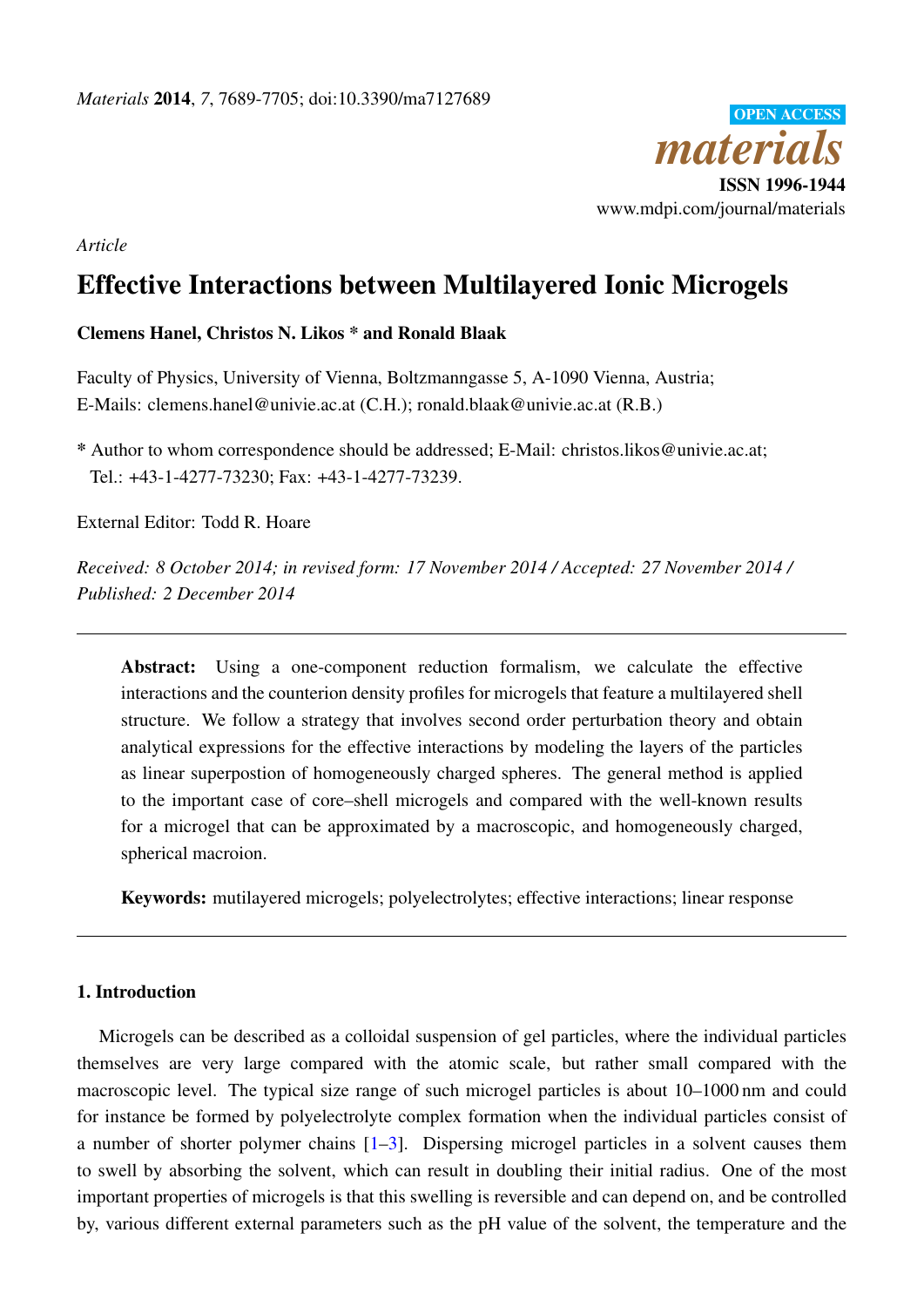*Article*

# Effective Interactions between Multilayered Ionic Microgels

**Clemens Hanel, Christos N. Likos * and Ronald Blaak**

Faculty of Physics, University of Vienna, Boltzmanngasse 5, A-1090 Vienna, Austria;
E-Mails: clemens.hanel@univie.ac.at (C.H.); ronald.blaak@univie.ac.at (R.B.)

* Author to whom correspondence should be addressed; E-Mail: christos.likos@univie.ac.at;
Tel.: +43-1-4277-73230; Fax: +43-1-4277-73239.

External Editor: Todd R. Hoare

*Received: 8 October 2014; in revised form: 17 November 2014 / Accepted: 27 November 2014 / Published: 2 December 2014*

---

**Abstract:** Using a one-component reduction formalism, we calculate the effective interactions and the counterion density profiles for microgels that feature a multilayered shell structure. We follow a strategy that involves second order perturbation theory and obtain analytical expressions for the effective interactions by modeling the layers of the particles as linear superpostion of homogeneously charged spheres. The general method is applied to the important case of core–shell microgels and compared with the well-known results for a microgel that can be approximated by a macroscopic, and homogeneously charged, spherical macroion.

**Keywords:** mutilayered microgels; polyelectrolytes; effective interactions; linear response

---

## 1. Introduction

Microgels can be described as a colloidal suspension of gel particles, where the individual particles themselves are very large compared with the atomic scale, but rather small compared with the macroscopic level. The typical size range of such microgel particles is about 10–1000 nm and could for instance be formed by polyelectrolyte complex formation when the individual particles consist of a number of shorter polymer chains [1–3]. Dispersing microgel particles in a solvent causes them to swell by absorbing the solvent, which can result in doubling their initial radius. One of the most important properties of microgels is that this swelling is reversible and can depend on, and be controlled by, various different external parameters such as the pH value of the solvent, the temperature and the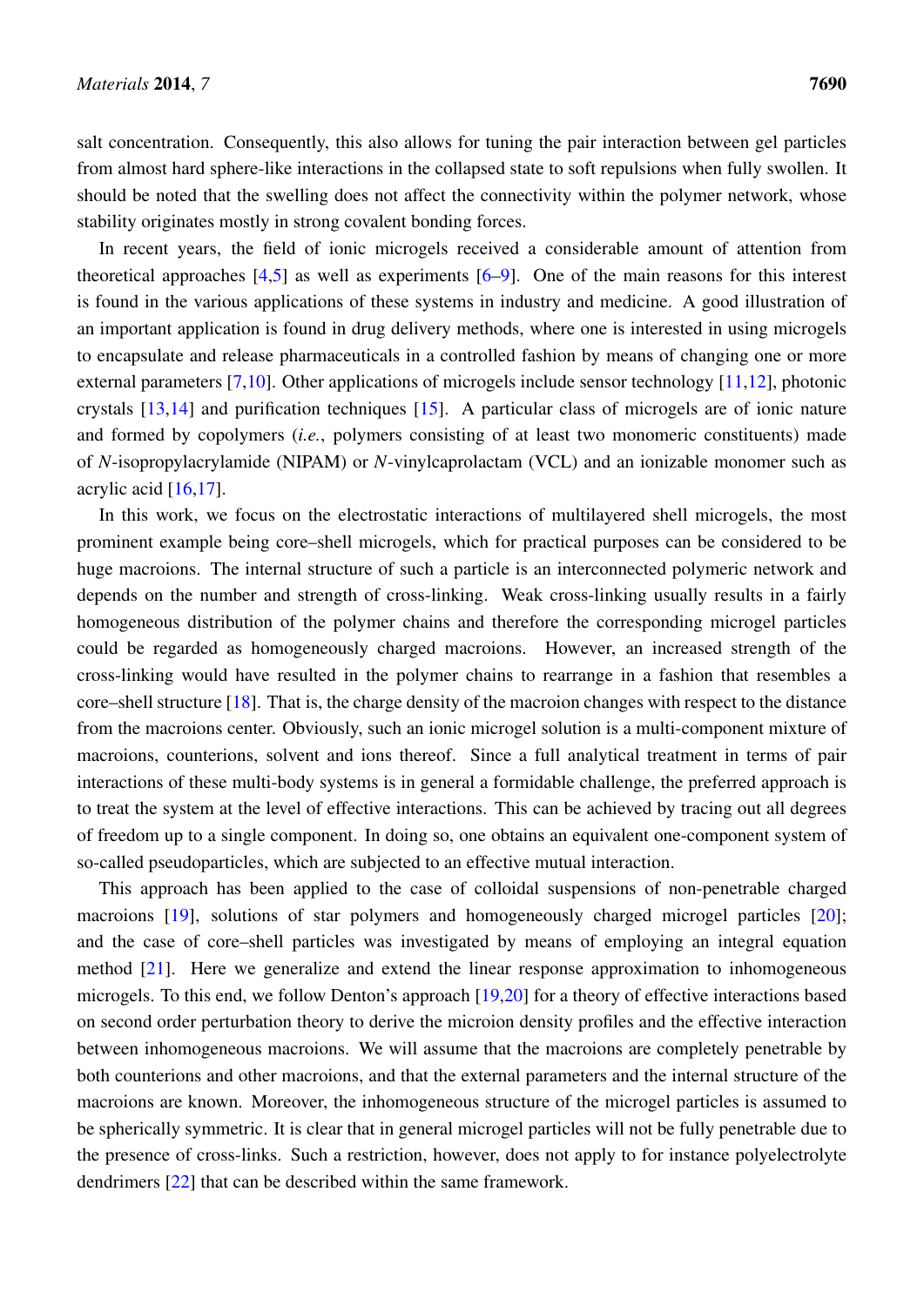salt concentration. Consequently, this also allows for tuning the pair interaction between gel particles from almost hard sphere-like interactions in the collapsed state to soft repulsions when fully swollen. It should be noted that the swelling does not affect the connectivity within the polymer network, whose stability originates mostly in strong covalent bonding forces.

In recent years, the field of ionic microgels received a considerable amount of attention from theoretical approaches [4,5] as well as experiments [6–9]. One of the main reasons for this interest is found in the various applications of these systems in industry and medicine. A good illustration of an important application is found in drug delivery methods, where one is interested in using microgels to encapsulate and release pharmaceuticals in a controlled fashion by means of changing one or more external parameters [7,10]. Other applications of microgels include sensor technology [11,12], photonic crystals [13,14] and purification techniques [15]. A particular class of microgels are of ionic nature and formed by copolymers (*i.e.*, polymers consisting of at least two monomeric constituents) made of *N*-isopropylacrylamide (NIPAM) or *N*-vinylcaprolactam (VCL) and an ionizable monomer such as acrylic acid [16,17].

In this work, we focus on the electrostatic interactions of multilayered shell microgels, the most prominent example being core–shell microgels, which for practical purposes can be considered to be huge macroions. The internal structure of such a particle is an interconnected polymeric network and depends on the number and strength of cross-linking. Weak cross-linking usually results in a fairly homogeneous distribution of the polymer chains and therefore the corresponding microgel particles could be regarded as homogeneously charged macroions. However, an increased strength of the cross-linking would have resulted in the polymer chains to rearrange in a fashion that resembles a core–shell structure [18]. That is, the charge density of the macroion changes with respect to the distance from the macroions center. Obviously, such an ionic microgel solution is a multi-component mixture of macroions, counterions, solvent and ions thereof. Since a full analytical treatment in terms of pair interactions of these multi-body systems is in general a formidable challenge, the preferred approach is to treat the system at the level of effective interactions. This can be achieved by tracing out all degrees of freedom up to a single component. In doing so, one obtains an equivalent one-component system of so-called pseudoparticles, which are subjected to an effective mutual interaction.

This approach has been applied to the case of colloidal suspensions of non-penetrable charged macroions [19], solutions of star polymers and homogeneously charged microgel particles [20]; and the case of core–shell particles was investigated by means of employing an integral equation method [21]. Here we generalize and extend the linear response approximation to inhomogeneous microgels. To this end, we follow Denton's approach [19,20] for a theory of effective interactions based on second order perturbation theory to derive the microion density profiles and the effective interaction between inhomogeneous macroions. We will assume that the macroions are completely penetrable by both counterions and other macroions, and that the external parameters and the internal structure of the macroions are known. Moreover, the inhomogeneous structure of the microgel particles is assumed to be spherically symmetric. It is clear that in general microgel particles will not be fully penetrable due to the presence of cross-links. Such a restriction, however, does not apply to for instance polyelectrolyte dendrimers [22] that can be described within the same framework.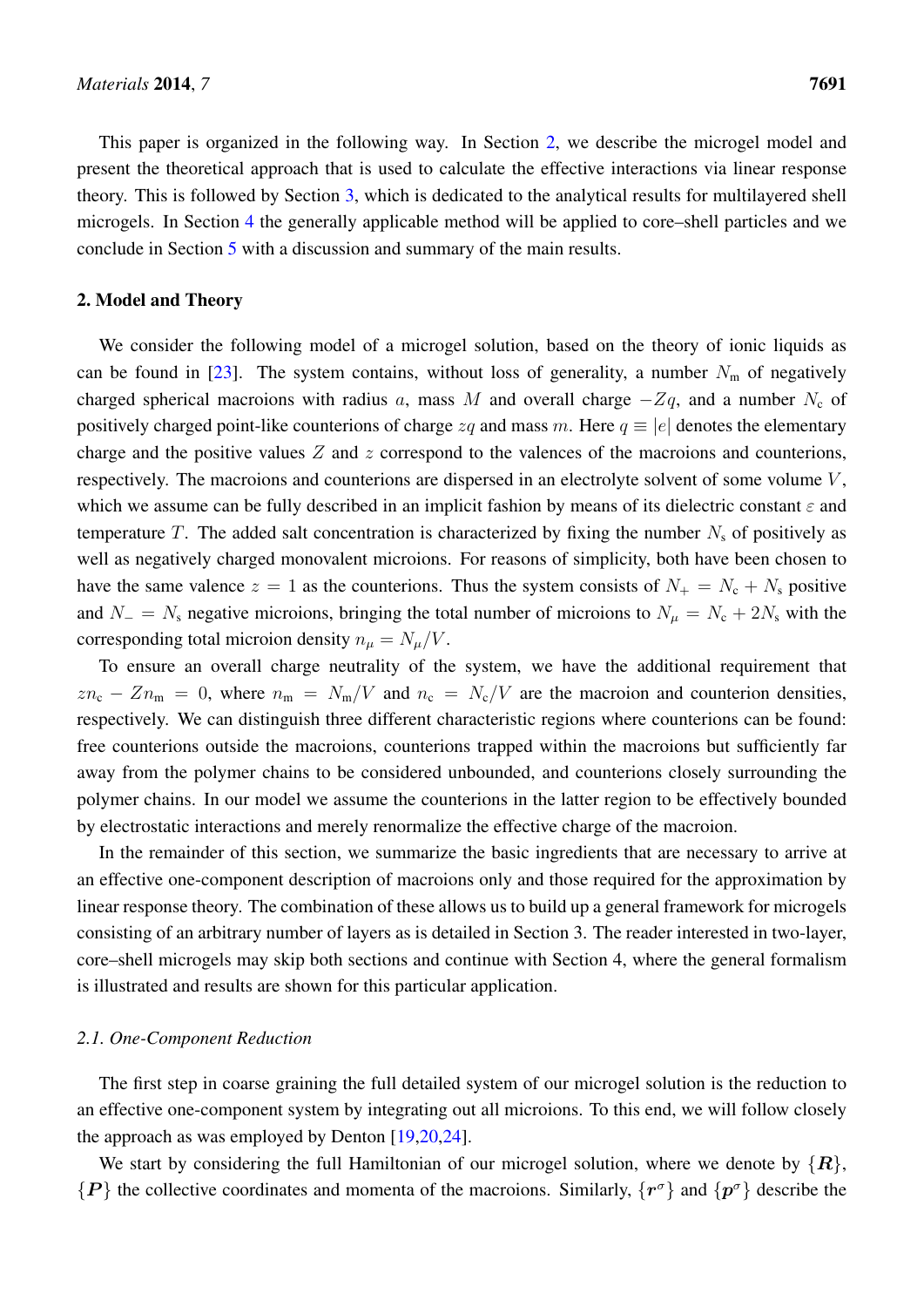This paper is organized in the following way. In Section 2, we describe the microgel model and present the theoretical approach that is used to calculate the effective interactions via linear response theory. This is followed by Section 3, which is dedicated to the analytical results for multilayered shell microgels. In Section 4 the generally applicable method will be applied to core–shell particles and we conclude in Section 5 with a discussion and summary of the main results.

## 2. Model and Theory

We consider the following model of a microgel solution, based on the theory of ionic liquids as can be found in [23]. The system contains, without loss of generality, a number $N_\mathrm{m}$ of negatively charged spherical macroions with radius $a$, mass $M$ and overall charge $-Zq$, and a number $N_\mathrm{c}$ of positively charged point-like counterions of charge $zq$ and mass $m$. Here $q \equiv |e|$ denotes the elementary charge and the positive values $Z$ and $z$ correspond to the valences of the macroions and counterions, respectively. The macroions and counterions are dispersed in an electrolyte solvent of some volume $V$, which we assume can be fully described in an implicit fashion by means of its dielectric constant $\varepsilon$ and temperature $T$. The added salt concentration is characterized by fixing the number $N_\mathrm{s}$ of positively as well as negatively charged monovalent microions. For reasons of simplicity, both have been chosen to have the same valence $z = 1$ as the counterions. Thus the system consists of $N_+ = N_\mathrm{c} + N_\mathrm{s}$ positive and $N_- = N_\mathrm{s}$ negative microions, bringing the total number of microions to $N_\mu = N_\mathrm{c} + 2N_\mathrm{s}$ with the corresponding total microion density $n_\mu = N_\mu/V$.

To ensure an overall charge neutrality of the system, we have the additional requirement that $zn_\mathrm{c} - Zn_\mathrm{m} = 0$, where $n_\mathrm{m} = N_\mathrm{m}/V$ and $n_\mathrm{c} = N_\mathrm{c}/V$ are the macroion and counterion densities, respectively. We can distinguish three different characteristic regions where counterions can be found: free counterions outside the macroions, counterions trapped within the macroions but sufficiently far away from the polymer chains to be considered unbounded, and counterions closely surrounding the polymer chains. In our model we assume the counterions in the latter region to be effectively bounded by electrostatic interactions and merely renormalize the effective charge of the macroion.

In the remainder of this section, we summarize the basic ingredients that are necessary to arrive at an effective one-component description of macroions only and those required for the approximation by linear response theory. The combination of these allows us to build up a general framework for microgels consisting of an arbitrary number of layers as is detailed in Section 3. The reader interested in two-layer, core–shell microgels may skip both sections and continue with Section 4, where the general formalism is illustrated and results are shown for this particular application.

### 2.1. One-Component Reduction

The first step in coarse graining the full detailed system of our microgel solution is the reduction to an effective one-component system by integrating out all microions. To this end, we will follow closely the approach as was employed by Denton [19,20,24].

We start by considering the full Hamiltonian of our microgel solution, where we denote by $\{\boldsymbol{R}\}$, $\{\boldsymbol{P}\}$ the collective coordinates and momenta of the macroions. Similarly, $\{\boldsymbol{r}^\sigma\}$ and $\{\boldsymbol{p}^\sigma\}$ describe the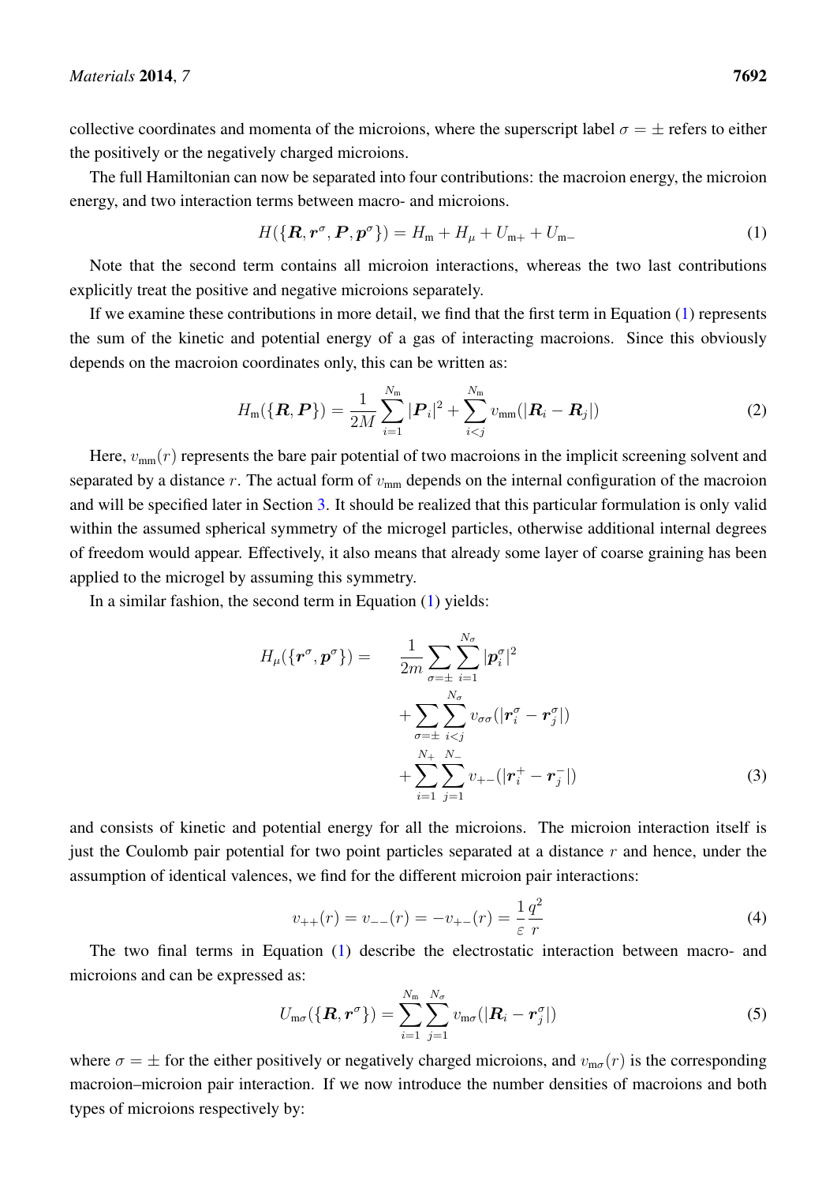collective coordinates and momenta of the microions, where the superscript label $\sigma = \pm$ refers to either the positively or the negatively charged microions.

The full Hamiltonian can now be separated into four contributions: the macroion energy, the microion energy, and two interaction terms between macro- and microions.

$$H(\{\boldsymbol{R}, \boldsymbol{r}^\sigma, \boldsymbol{P}, \boldsymbol{p}^\sigma\}) = H_\text{m} + H_\mu + U_{\text{m}+} + U_{\text{m}-} \tag{1}$$

Note that the second term contains all microion interactions, whereas the two last contributions explicitly treat the positive and negative microions separately.

If we examine these contributions in more detail, we find that the first term in Equation (1) represents the sum of the kinetic and potential energy of a gas of interacting macroions. Since this obviously depends on the macroion coordinates only, this can be written as:

$$H_\text{m}(\{\boldsymbol{R}, \boldsymbol{P}\}) = \frac{1}{2M}\sum_{i=1}^{N_\text{m}} |\boldsymbol{P}_i|^2 + \sum_{i<j}^{N_\text{m}} v_\text{mm}(|\boldsymbol{R}_i - \boldsymbol{R}_j|) \tag{2}$$

Here, $v_\text{mm}(r)$ represents the bare pair potential of two macroions in the implicit screening solvent and separated by a distance $r$. The actual form of $v_\text{mm}$ depends on the internal configuration of the macroion and will be specified later in Section 3. It should be realized that this particular formulation is only valid within the assumed spherical symmetry of the microgel particles, otherwise additional internal degrees of freedom would appear. Effectively, it also means that already some layer of coarse graining has been applied to the microgel by assuming this symmetry.

In a similar fashion, the second term in Equation (1) yields:

$$\begin{aligned} H_\mu(\{\boldsymbol{r}^\sigma, \boldsymbol{p}^\sigma\}) = \quad & \frac{1}{2m}\sum_{\sigma=\pm}\sum_{i=1}^{N_\sigma} |\boldsymbol{p}_i^\sigma|^2 \\ & + \sum_{\sigma=\pm}\sum_{i<j}^{N_\sigma} v_{\sigma\sigma}(|\boldsymbol{r}_i^\sigma - \boldsymbol{r}_j^\sigma|) \\ & + \sum_{i=1}^{N_+}\sum_{j=1}^{N_-} v_{+-}(|\boldsymbol{r}_i^+ - \boldsymbol{r}_j^-|) \end{aligned} \tag{3}$$

and consists of kinetic and potential energy for all the microions. The microion interaction itself is just the Coulomb pair potential for two point particles separated at a distance $r$ and hence, under the assumption of identical valences, we find for the different microion pair interactions:

$$v_{++}(r) = v_{--}(r) = -v_{+-}(r) = \frac{1}{\varepsilon}\frac{q^2}{r} \tag{4}$$

The two final terms in Equation (1) describe the electrostatic interaction between macro- and microions and can be expressed as:

$$U_{\text{m}\sigma}(\{\boldsymbol{R}, \boldsymbol{r}^\sigma\}) = \sum_{i=1}^{N_\text{m}}\sum_{j=1}^{N_\sigma} v_{\text{m}\sigma}(|\boldsymbol{R}_i - \boldsymbol{r}_j^\sigma|) \tag{5}$$

where $\sigma = \pm$ for the either positively or negatively charged microions, and $v_{\text{m}\sigma}(r)$ is the corresponding macroion–microion pair interaction. If we now introduce the number densities of macroions and both types of microions respectively by: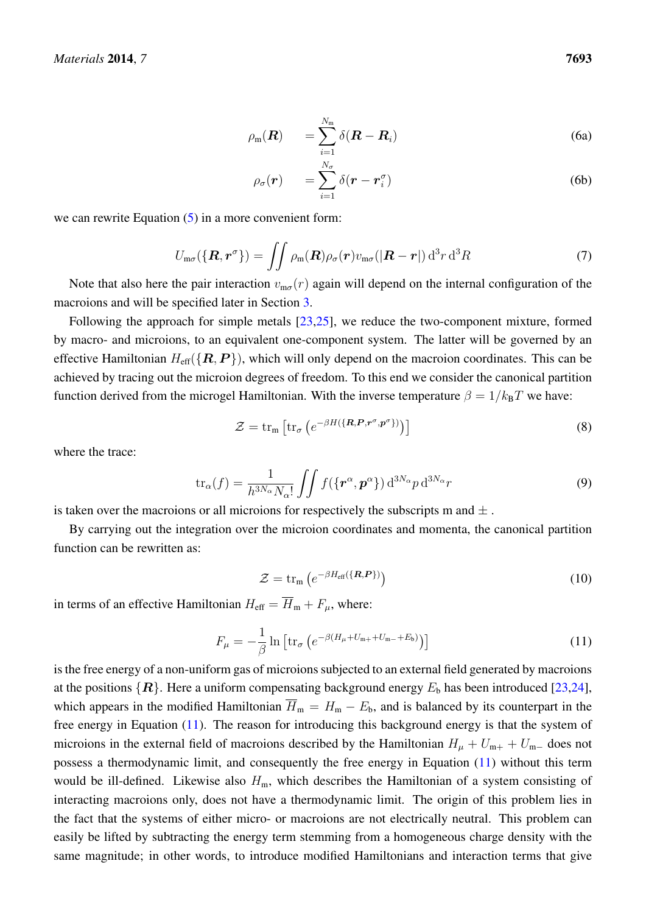$$\rho_{\rm m}(\boldsymbol{R}) \quad = \sum_{i=1}^{N_{\rm m}} \delta(\boldsymbol{R} - \boldsymbol{R}_i) \tag{6a}$$

$$\rho_\sigma(\boldsymbol{r}) \quad = \sum_{i=1}^{N_\sigma} \delta(\boldsymbol{r} - \boldsymbol{r}_i^\sigma) \tag{6b}$$

we can rewrite Equation (5) in a more convenient form:

$$U_{{\rm m}\sigma}(\{\boldsymbol{R}, \boldsymbol{r}^\sigma\}) = \iint \rho_{\rm m}(\boldsymbol{R})\rho_\sigma(\boldsymbol{r}) v_{{\rm m}\sigma}(|\boldsymbol{R} - \boldsymbol{r}|)\, {\rm d}^3r\, {\rm d}^3R \tag{7}$$

Note that also here the pair interaction $v_{{\rm m}\sigma}(r)$ again will depend on the internal configuration of the macroions and will be specified later in Section 3.

Following the approach for simple metals [23,25], we reduce the two-component mixture, formed by macro- and microions, to an equivalent one-component system. The latter will be governed by an effective Hamiltonian $H_{\rm eff}(\{\boldsymbol{R}, \boldsymbol{P}\})$, which will only depend on the macroion coordinates. This can be achieved by tracing out the microion degrees of freedom. To this end we consider the canonical partition function derived from the microgel Hamiltonian. With the inverse temperature $\beta = 1/k_{\rm B}T$ we have:

$$\mathcal{Z} = {\rm tr}_{\rm m}\left[{\rm tr}_\sigma\left(e^{-\beta H(\{\boldsymbol{R}, \boldsymbol{P}, \boldsymbol{r}^\sigma, \boldsymbol{p}^\sigma\})}\right)\right] \tag{8}$$

where the trace:

$${\rm tr}_\alpha(f) = \frac{1}{h^{3N_\alpha} N_\alpha!} \iint f(\{\boldsymbol{r}^\alpha, \boldsymbol{p}^\alpha\})\, {\rm d}^{3N_\alpha}p\, {\rm d}^{3N_\alpha}r \tag{9}$$

is taken over the macroions or all microions for respectively the subscripts m and $\pm$ .

By carrying out the integration over the microion coordinates and momenta, the canonical partition function can be rewritten as:

$$\mathcal{Z} = {\rm tr}_{\rm m}\left(e^{-\beta H_{\rm eff}(\{\boldsymbol{R}, \boldsymbol{P}\})}\right) \tag{10}$$

in terms of an effective Hamiltonian $H_{\rm eff} = \overline{H}_{\rm m} + F_\mu$, where:

$$F_\mu = -\frac{1}{\beta} \ln\left[{\rm tr}_\sigma\left(e^{-\beta(H_\mu + U_{\rm m+} + U_{\rm m-} + E_{\rm b})}\right)\right] \tag{11}$$

is the free energy of a non-uniform gas of microions subjected to an external field generated by macroions at the positions $\{\boldsymbol{R}\}$. Here a uniform compensating background energy $E_{\rm b}$ has been introduced [23,24], which appears in the modified Hamiltonian $\overline{H}_{\rm m} = H_{\rm m} - E_{\rm b}$, and is balanced by its counterpart in the free energy in Equation (11). The reason for introducing this background energy is that the system of microions in the external field of macroions described by the Hamiltonian $H_\mu + U_{\rm m+} + U_{\rm m-}$ does not possess a thermodynamic limit, and consequently the free energy in Equation (11) without this term would be ill-defined. Likewise also $H_{\rm m}$, which describes the Hamiltonian of a system consisting of interacting macroions only, does not have a thermodynamic limit. The origin of this problem lies in the fact that the systems of either micro- or macroions are not electrically neutral. This problem can easily be lifted by subtracting the energy term stemming from a homogeneous charge density with the same magnitude; in other words, to introduce modified Hamiltonians and interaction terms that give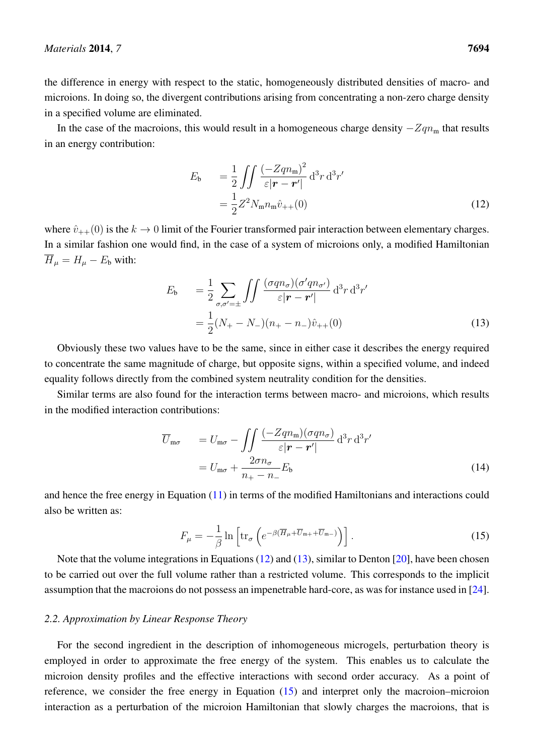the difference in energy with respect to the static, homogeneously distributed densities of macro- and microions. In doing so, the divergent contributions arising from concentrating a non-zero charge density in a specified volume are eliminated.

In the case of the macroions, this would result in a homogeneous charge density $-Zqn_\mathrm{m}$ that results in an energy contribution:

$$
\begin{aligned}
E_\mathrm{b} &= \frac{1}{2}\iint \frac{(-Zqn_\mathrm{m})^2}{\varepsilon|\boldsymbol{r}-\boldsymbol{r}'|}\,\mathrm{d}^3r\,\mathrm{d}^3r' \\
&= \frac{1}{2}Z^2 N_\mathrm{m} n_\mathrm{m} \hat{v}_{++}(0)
\end{aligned}
\tag{12}
$$

where $\hat{v}_{++}(0)$ is the $k \to 0$ limit of the Fourier transformed pair interaction between elementary charges. In a similar fashion one would find, in the case of a system of microions only, a modified Hamiltonian $\overline{H}_\mu = H_\mu - E_\mathrm{b}$ with:

$$
\begin{aligned}
E_\mathrm{b} &= \frac{1}{2}\sum_{\sigma,\sigma'=\pm}\iint \frac{(\sigma q n_\sigma)(\sigma' q n_{\sigma'})}{\varepsilon|\boldsymbol{r}-\boldsymbol{r}'|}\,\mathrm{d}^3r\,\mathrm{d}^3r' \\
&= \frac{1}{2}(N_+ - N_-)(n_+ - n_-)\hat{v}_{++}(0)
\end{aligned}
\tag{13}
$$

Obviously these two values have to be the same, since in either case it describes the energy required to concentrate the same magnitude of charge, but opposite signs, within a specified volume, and indeed equality follows directly from the combined system neutrality condition for the densities.

Similar terms are also found for the interaction terms between macro- and microions, which results in the modified interaction contributions:

$$
\begin{aligned}
\overline{U}_{\mathrm{m}\sigma} &= U_{\mathrm{m}\sigma} - \iint \frac{(-Zqn_\mathrm{m})(\sigma q n_\sigma)}{\varepsilon|\boldsymbol{r}-\boldsymbol{r}'|}\,\mathrm{d}^3r\,\mathrm{d}^3r' \\
&= U_{\mathrm{m}\sigma} + \frac{2\sigma n_\sigma}{n_+ - n_-}E_\mathrm{b}
\end{aligned}
\tag{14}
$$

and hence the free energy in Equation (11) in terms of the modified Hamiltonians and interactions could also be written as:

$$
F_\mu = -\frac{1}{\beta}\ln\left[\mathrm{tr}_\sigma\left(e^{-\beta(\overline{H}_\mu + \overline{U}_{\mathrm{m}+} + \overline{U}_{\mathrm{m}-})}\right)\right].
\tag{15}
$$

Note that the volume integrations in Equations (12) and (13), similar to Denton [20], have been chosen to be carried out over the full volume rather than a restricted volume. This corresponds to the implicit assumption that the macroions do not possess an impenetrable hard-core, as was for instance used in [24].

### 2.2. Approximation by Linear Response Theory

For the second ingredient in the description of inhomogeneous microgels, perturbation theory is employed in order to approximate the free energy of the system. This enables us to calculate the microion density profiles and the effective interactions with second order accuracy. As a point of reference, we consider the free energy in Equation (15) and interpret only the macroion–microion interaction as a perturbation of the microion Hamiltonian that slowly charges the macroions, that is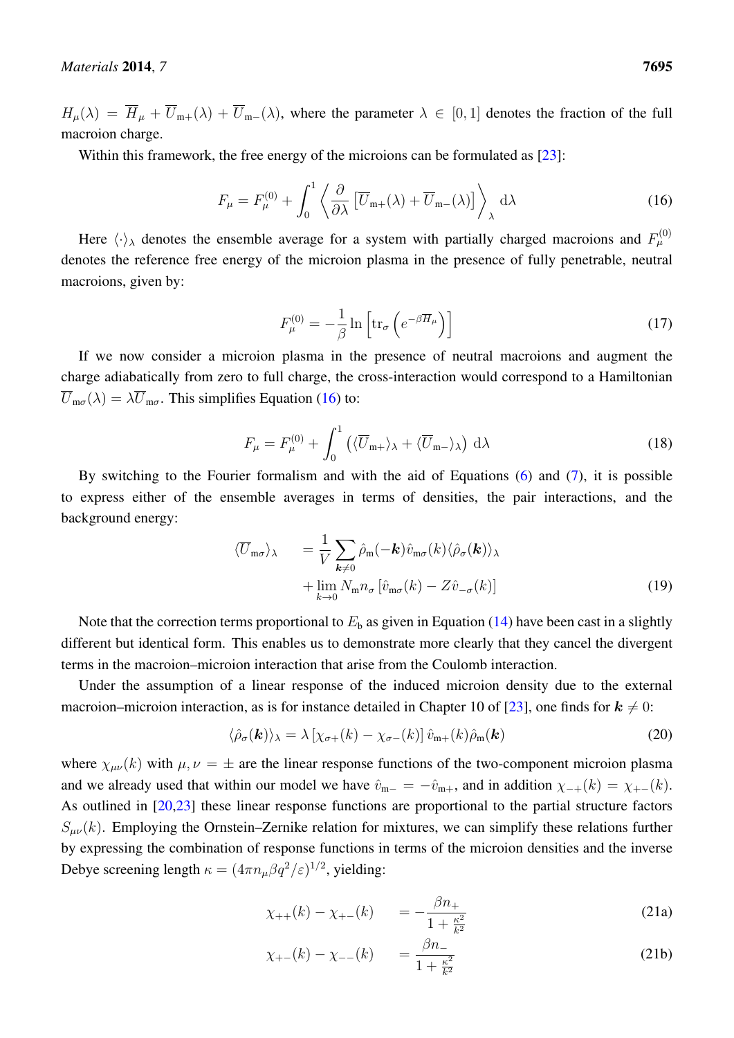$H_\mu(\lambda) = \overline{H}_\mu + \overline{U}_{\mathrm{m}+}(\lambda) + \overline{U}_{\mathrm{m}-}(\lambda)$, where the parameter $\lambda \in [0,1]$ denotes the fraction of the full macroion charge.

Within this framework, the free energy of the microions can be formulated as [23]:

$$F_\mu = F_\mu^{(0)} + \int_0^1 \left\langle \frac{\partial}{\partial \lambda} \left[ \overline{U}_{\mathrm{m}+}(\lambda) + \overline{U}_{\mathrm{m}-}(\lambda) \right] \right\rangle_\lambda \mathrm{d}\lambda \tag{16}$$

Here $\langle \cdot \rangle_\lambda$ denotes the ensemble average for a system with partially charged macroions and $F_\mu^{(0)}$ denotes the reference free energy of the microion plasma in the presence of fully penetrable, neutral macroions, given by:

$$F_\mu^{(0)} = -\frac{1}{\beta} \ln \left[ \mathrm{tr}_\sigma \left( e^{-\beta \overline{H}_\mu} \right) \right] \tag{17}$$

If we now consider a microion plasma in the presence of neutral macroions and augment the charge adiabatically from zero to full charge, the cross-interaction would correspond to a Hamiltonian $\overline{U}_{\mathrm{m}\sigma}(\lambda) = \lambda \overline{U}_{\mathrm{m}\sigma}$. This simplifies Equation (16) to:

$$F_\mu = F_\mu^{(0)} + \int_0^1 \left( \langle \overline{U}_{\mathrm{m}+} \rangle_\lambda + \langle \overline{U}_{\mathrm{m}-} \rangle_\lambda \right) \mathrm{d}\lambda \tag{18}$$

By switching to the Fourier formalism and with the aid of Equations (6) and (7), it is possible to express either of the ensemble averages in terms of densities, the pair interactions, and the background energy:

$$\begin{aligned} \langle \overline{U}_{\mathrm{m}\sigma} \rangle_\lambda &= \frac{1}{V} \sum_{\boldsymbol{k} \neq 0} \hat{\rho}_\mathrm{m}(-\boldsymbol{k}) \hat{v}_{\mathrm{m}\sigma}(k) \langle \hat{\rho}_\sigma(\boldsymbol{k}) \rangle_\lambda \\ &\quad + \lim_{k \to 0} N_\mathrm{m} n_\sigma \left[ \hat{v}_{\mathrm{m}\sigma}(k) - Z \hat{v}_{-\sigma}(k) \right] \end{aligned} \tag{19}$$

Note that the correction terms proportional to $E_\mathrm{b}$ as given in Equation (14) have been cast in a slightly different but identical form. This enables us to demonstrate more clearly that they cancel the divergent terms in the macroion–microion interaction that arise from the Coulomb interaction.

Under the assumption of a linear response of the induced microion density due to the external macroion–microion interaction, as is for instance detailed in Chapter 10 of [23], one finds for $\boldsymbol{k} \neq 0$:

$$\langle \hat{\rho}_\sigma(\boldsymbol{k}) \rangle_\lambda = \lambda \left[ \chi_{\sigma+}(k) - \chi_{\sigma-}(k) \right] \hat{v}_{\mathrm{m}+}(k) \hat{\rho}_\mathrm{m}(\boldsymbol{k}) \tag{20}$$

where $\chi_{\mu\nu}(k)$ with $\mu, \nu = \pm$ are the linear response functions of the two-component microion plasma and we already used that within our model we have $\hat{v}_{\mathrm{m}-} = -\hat{v}_{\mathrm{m}+}$, and in addition $\chi_{-+}(k) = \chi_{+-}(k)$. As outlined in [20,23] these linear response functions are proportional to the partial structure factors $S_{\mu\nu}(k)$. Employing the Ornstein–Zernike relation for mixtures, we can simplify these relations further by expressing the combination of response functions in terms of the microion densities and the inverse Debye screening length $\kappa = (4\pi n_\mu \beta q^2/\varepsilon)^{1/2}$, yielding:

$$\chi_{++}(k) - \chi_{+-}(k) = -\frac{\beta n_+}{1 + \frac{\kappa^2}{k^2}} \tag{21a}$$

$$\chi_{+-}(k) - \chi_{--}(k) = \frac{\beta n_-}{1 + \frac{\kappa^2}{k^2}} \tag{21b}$$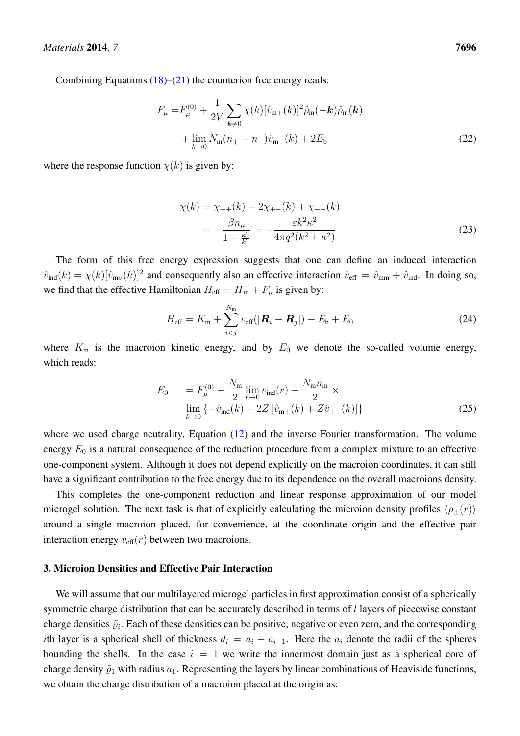Combining Equations (18)–(21) the counterion free energy reads:

$$
\begin{aligned}
F_{\mu} = & F_{\mu}^{(0)} + \frac{1}{2V} \sum_{\boldsymbol{k} \neq 0} \chi(k) [\hat{v}_{\mathrm{m}+}(k)]^2 \hat{\rho}_{\mathrm{m}}(-\boldsymbol{k}) \hat{\rho}_{\mathrm{m}}(\boldsymbol{k}) \\
& + \lim_{k \to 0} N_{\mathrm{m}} (n_+ - n_-) \hat{v}_{\mathrm{m}+}(k) + 2E_{\mathrm{b}}
\end{aligned}
\tag{22}
$$

where the response function $\chi(k)$ is given by:

$$
\begin{aligned}
\chi(k) &= \chi_{++}(k) - 2\chi_{+-}(k) + \chi_{--}(k) \\
&= -\frac{\beta n_{\mu}}{1 + \frac{\kappa^2}{k^2}} = -\frac{\varepsilon k^2 \kappa^2}{4\pi q^2 (k^2 + \kappa^2)}
\end{aligned}
\tag{23}
$$

The form of this free energy expression suggests that one can define an induced interaction $\hat{v}_{\mathrm{ind}}(k) = \chi(k)[\hat{v}_{\mathrm{m}\sigma}(k)]^2$ and consequently also an effective interaction $\hat{v}_{\mathrm{eff}} = \hat{v}_{\mathrm{mm}} + \hat{v}_{\mathrm{ind}}$. In doing so, we find that the effective Hamiltonian $H_{\mathrm{eff}} = \overline{H}_{\mathrm{m}} + F_{\mu}$ is given by:

$$
H_{\mathrm{eff}} = K_{\mathrm{m}} + \sum_{i<j}^{N_{\mathrm{m}}} v_{\mathrm{eff}}(|\boldsymbol{R}_i - \boldsymbol{R}_j|) - E_{\mathrm{b}} + E_0
\tag{24}
$$

where $K_{\mathrm{m}}$ is the macroion kinetic energy, and by $E_0$ we denote the so-called volume energy, which reads:

$$
\begin{aligned}
E_0 \quad = & F_{\mu}^{(0)} + \frac{N_{\mathrm{m}}}{2} \lim_{r \to 0} v_{\mathrm{ind}}(r) + \frac{N_{\mathrm{m}} n_{\mathrm{m}}}{2} \times \\
& \lim_{k \to 0} \left\{ -\hat{v}_{\mathrm{ind}}(k) + 2Z \left[ \hat{v}_{\mathrm{m}+}(k) + Z \hat{v}_{++}(k) \right] \right\}
\end{aligned}
\tag{25}
$$

where we used charge neutrality, Equation (12) and the inverse Fourier transformation. The volume energy $E_0$ is a natural consequence of the reduction procedure from a complex mixture to an effective one-component system. Although it does not depend explicitly on the macroion coordinates, it can still have a significant contribution to the free energy due to its dependence on the overall macroions density.

This completes the one-component reduction and linear response approximation of our model microgel solution. The next task is that of explicitly calculating the microion density profiles $\langle \rho_{\pm}(r) \rangle$ around a single macroion placed, for convenience, at the coordinate origin and the effective pair interaction energy $v_{\mathrm{eff}}(r)$ between two macroions.

## 3. Microion Densities and Effective Pair Interaction

We will assume that our multilayered microgel particles in first approximation consist of a spherically symmetric charge distribution that can be accurately described in terms of $l$ layers of piecewise constant charge densities $\tilde{\varrho}_i$. Each of these densities can be positive, negative or even zero, and the corresponding $i$th layer is a spherical shell of thickness $d_i = a_i - a_{i-1}$. Here the $a_i$ denote the radii of the spheres bounding the shells. In the case $i = 1$ we write the innermost domain just as a spherical core of charge density $\tilde{\varrho}_1$ with radius $a_1$. Representing the layers by linear combinations of Heaviside functions, we obtain the charge distribution of a macroion placed at the origin as: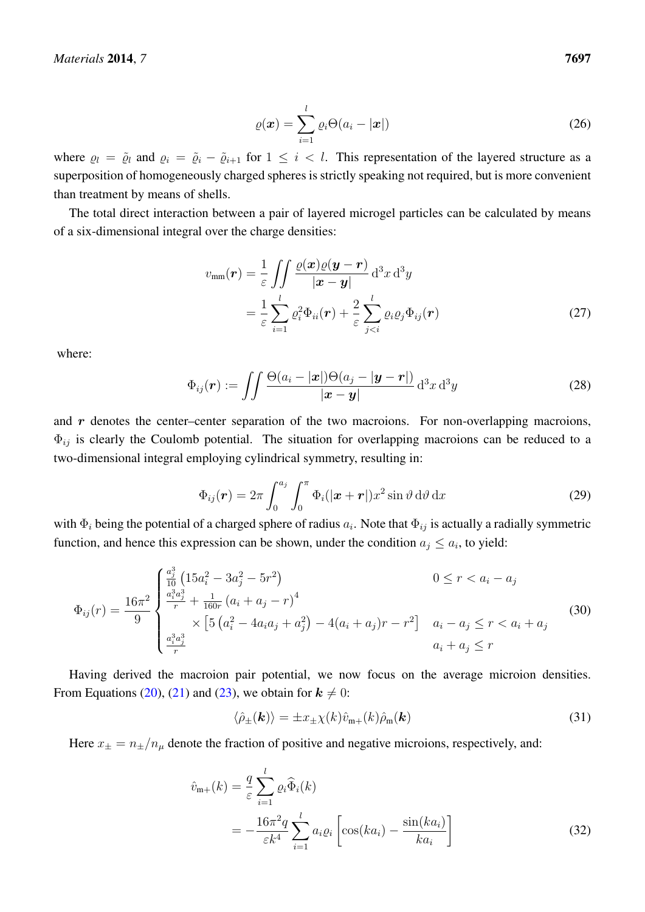$$\varrho(\boldsymbol{x}) = \sum_{i=1}^{l} \varrho_i \Theta(a_i - |\boldsymbol{x}|) \tag{26}$$

where $\varrho_l = \tilde{\varrho}_l$ and $\varrho_i = \tilde{\varrho}_i - \tilde{\varrho}_{i+1}$ for $1 \leq i < l$. This representation of the layered structure as a superposition of homogeneously charged spheres is strictly speaking not required, but is more convenient than treatment by means of shells.

The total direct interaction between a pair of layered microgel particles can be calculated by means of a six-dimensional integral over the charge densities:

$$\begin{aligned} v_{\mathrm{mm}}(\boldsymbol{r}) &= \frac{1}{\varepsilon} \iint \frac{\varrho(\boldsymbol{x})\varrho(\boldsymbol{y} - \boldsymbol{r})}{|\boldsymbol{x} - \boldsymbol{y}|} \, \mathrm{d}^3x \, \mathrm{d}^3y \\ &= \frac{1}{\varepsilon} \sum_{i=1}^{l} \varrho_i^2 \Phi_{ii}(\boldsymbol{r}) + \frac{2}{\varepsilon} \sum_{j<i}^{l} \varrho_i \varrho_j \Phi_{ij}(\boldsymbol{r}) \end{aligned} \tag{27}$$

where:

$$\Phi_{ij}(\boldsymbol{r}) := \iint \frac{\Theta(a_i - |\boldsymbol{x}|)\Theta(a_j - |\boldsymbol{y} - \boldsymbol{r}|)}{|\boldsymbol{x} - \boldsymbol{y}|} \, \mathrm{d}^3x \, \mathrm{d}^3y \tag{28}$$

and $\boldsymbol{r}$ denotes the center–center separation of the two macroions. For non-overlapping macroions, $\Phi_{ij}$ is clearly the Coulomb potential. The situation for overlapping macroions can be reduced to a two-dimensional integral employing cylindrical symmetry, resulting in:

$$\Phi_{ij}(\boldsymbol{r}) = 2\pi \int_0^{a_j} \int_0^{\pi} \Phi_i(|\boldsymbol{x} + \boldsymbol{r}|) x^2 \sin\vartheta \, \mathrm{d}\vartheta \, \mathrm{d}x \tag{29}$$

with $\Phi_i$ being the potential of a charged sphere of radius $a_i$. Note that $\Phi_{ij}$ is actually a radially symmetric function, and hence this expression can be shown, under the condition $a_j \leq a_i$, to yield:

$$\Phi_{ij}(r) = \frac{16\pi^2}{9} \begin{cases} \frac{a_j^3}{10}\left(15a_i^2 - 3a_j^2 - 5r^2\right) & 0 \leq r < a_i - a_j \\ \frac{a_i^3 a_j^3}{r} + \frac{1}{160r}\left(a_i + a_j - r\right)^4 & \\ \quad \times \left[5\left(a_i^2 - 4a_i a_j + a_j^2\right) - 4(a_i + a_j)r - r^2\right] & a_i - a_j \leq r < a_i + a_j \\ \frac{a_i^3 a_j^3}{r} & a_i + a_j \leq r \end{cases} \tag{30}$$

Having derived the macroion pair potential, we now focus on the average microion densities. From Equations (20), (21) and (23), we obtain for $\boldsymbol{k} \neq 0$:

$$\langle \hat{\rho}_{\pm}(\boldsymbol{k}) \rangle = \pm x_{\pm} \chi(k) \hat{v}_{\mathrm{m}+}(k) \hat{\rho}_{\mathrm{m}}(\boldsymbol{k}) \tag{31}$$

Here $x_{\pm} = n_{\pm}/n_{\mu}$ denote the fraction of positive and negative microions, respectively, and:

$$\begin{aligned} \hat{v}_{\mathrm{m}+}(k) &= \frac{q}{\varepsilon} \sum_{i=1}^{l} \varrho_i \widehat{\Phi}_i(k) \\ &= -\frac{16\pi^2 q}{\varepsilon k^4} \sum_{i=1}^{l} a_i \varrho_i \left[\cos(ka_i) - \frac{\sin(ka_i)}{ka_i}\right] \end{aligned} \tag{32}$$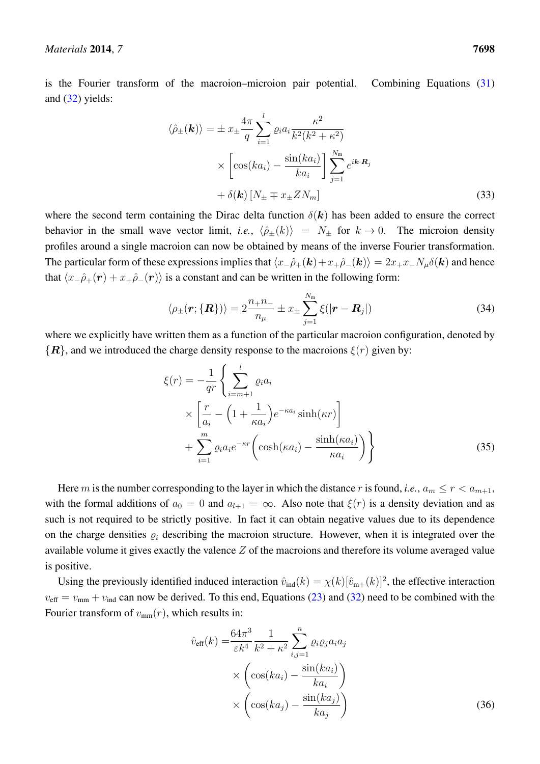is the Fourier transform of the macroion–microion pair potential. Combining Equations (31) and (32) yields:

$$
\begin{aligned}
\langle \hat{\rho}_{\pm}(\boldsymbol{k}) \rangle = & \pm x_{\pm} \frac{4\pi}{q} \sum_{i=1}^{l} \varrho_i a_i \frac{\kappa^2}{k^2(k^2+\kappa^2)} \\
& \times \left[ \cos(ka_i) - \frac{\sin(ka_i)}{ka_i} \right] \sum_{j=1}^{N_{\mathrm{m}}} e^{i\boldsymbol{k}\cdot\boldsymbol{R}_j} \\
& + \delta(\boldsymbol{k}) \left[ N_{\pm} \mp x_{\pm} Z N_m \right]
\end{aligned}
\tag{33}
$$

where the second term containing the Dirac delta function $\delta(\boldsymbol{k})$ has been added to ensure the correct behavior in the small wave vector limit, *i.e.*, $\langle \hat{\rho}_{\pm}(k) \rangle = N_{\pm}$ for $k \to 0$. The microion density profiles around a single macroion can now be obtained by means of the inverse Fourier transformation. The particular form of these expressions implies that $\langle x_{-}\hat{\rho}_{+}(\boldsymbol{k}) + x_{+}\hat{\rho}_{-}(\boldsymbol{k}) \rangle = 2x_{+}x_{-}N_{\mu}\delta(\boldsymbol{k})$ and hence that $\langle x_{-}\hat{\rho}_{+}(\boldsymbol{r}) + x_{+}\hat{\rho}_{-}(\boldsymbol{r}) \rangle$ is a constant and can be written in the following form:

$$
\langle \rho_{\pm}(\boldsymbol{r}; \{\boldsymbol{R}\}) \rangle = 2\frac{n_{+}n_{-}}{n_{\mu}} \pm x_{\pm} \sum_{j=1}^{N_{\mathrm{m}}} \xi(|\boldsymbol{r} - \boldsymbol{R}_j|)
\tag{34}
$$

where we explicitly have written them as a function of the particular macroion configuration, denoted by $\{\boldsymbol{R}\}$, and we introduced the charge density response to the macroions $\xi(r)$ given by:

$$
\begin{aligned}
\xi(r) = -\frac{1}{qr} \Bigg\{ & \sum_{i=m+1}^{l} \varrho_i a_i \\
& \times \left[ \frac{r}{a_i} - \left(1 + \frac{1}{\kappa a_i}\right) e^{-\kappa a_i} \sinh(\kappa r) \right] \\
& + \sum_{i=1}^{m} \varrho_i a_i e^{-\kappa r} \left( \cosh(\kappa a_i) - \frac{\sinh(\kappa a_i)}{\kappa a_i} \right) \Bigg\}
\end{aligned}
\tag{35}
$$

Here $m$ is the number corresponding to the layer in which the distance $r$ is found, *i.e.*, $a_m \leq r < a_{m+1}$, with the formal additions of $a_0 = 0$ and $a_{l+1} = \infty$. Also note that $\xi(r)$ is a density deviation and as such is not required to be strictly positive. In fact it can obtain negative values due to its dependence on the charge densities $\varrho_i$ describing the macroion structure. However, when it is integrated over the available volume it gives exactly the valence $Z$ of the macroions and therefore its volume averaged value is positive.

Using the previously identified induced interaction $\hat{v}_{\mathrm{ind}}(k) = \chi(k)[\hat{v}_{\mathrm{m+}}(k)]^2$, the effective interaction $v_{\mathrm{eff}} = v_{\mathrm{mm}} + v_{\mathrm{ind}}$ can now be derived. To this end, Equations (23) and (32) need to be combined with the Fourier transform of $v_{\mathrm{mm}}(r)$, which results in:

$$
\begin{aligned}
\hat{v}_{\mathrm{eff}}(k) = & \frac{64\pi^3}{\varepsilon k^4} \frac{1}{k^2+\kappa^2} \sum_{i,j=1}^{n} \varrho_i \varrho_j a_i a_j \\
& \times \left( \cos(ka_i) - \frac{\sin(ka_i)}{ka_i} \right) \\
& \times \left( \cos(ka_j) - \frac{\sin(ka_j)}{ka_j} \right)
\end{aligned}
\tag{36}
$$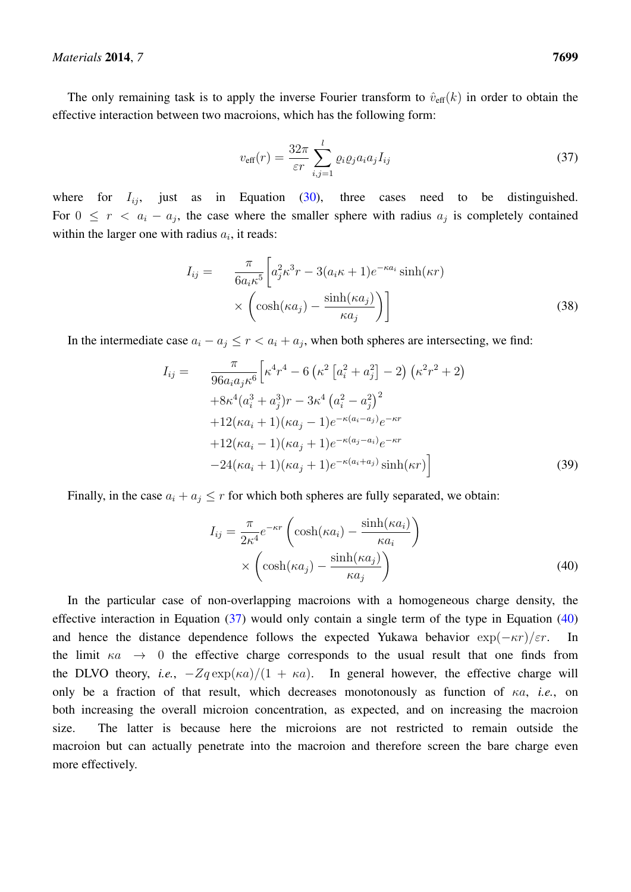The only remaining task is to apply the inverse Fourier transform to $\hat{v}_{\text{eff}}(k)$ in order to obtain the effective interaction between two macroions, which has the following form:

$$v_{\text{eff}}(r) = \frac{32\pi}{\varepsilon r} \sum_{i,j=1}^{l} \varrho_i \varrho_j a_i a_j I_{ij} \tag{37}$$

where for $I_{ij}$, just as in Equation (30), three cases need to be distinguished. For $0 \leq r < a_i - a_j$, the case where the smaller sphere with radius $a_j$ is completely contained within the larger one with radius $a_i$, it reads:

$$I_{ij} = \frac{\pi}{6a_i\kappa^5}\Bigg[a_j^2\kappa^3 r - 3(a_i\kappa + 1)e^{-\kappa a_i}\sinh(\kappa r) \times \left(\cosh(\kappa a_j) - \frac{\sinh(\kappa a_j)}{\kappa a_j}\right)\Bigg] \tag{38}$$

In the intermediate case $a_i - a_j \leq r < a_i + a_j$, when both spheres are intersecting, we find:

$$\begin{aligned} I_{ij} = \frac{\pi}{96 a_i a_j \kappa^6}\Big[&\kappa^4 r^4 - 6\left(\kappa^2\left[a_i^2 + a_j^2\right] - 2\right)\left(\kappa^2 r^2 + 2\right) \\ &+ 8\kappa^4(a_i^3 + a_j^3)r - 3\kappa^4\left(a_i^2 - a_j^2\right)^2 \\ &+ 12(\kappa a_i + 1)(\kappa a_j - 1)e^{-\kappa(a_i - a_j)}e^{-\kappa r} \\ &+ 12(\kappa a_i - 1)(\kappa a_j + 1)e^{-\kappa(a_j - a_i)}e^{-\kappa r} \\ &- 24(\kappa a_i + 1)(\kappa a_j + 1)e^{-\kappa(a_i + a_j)}\sinh(\kappa r)\Big] \end{aligned} \tag{39}$$

Finally, in the case $a_i + a_j \leq r$ for which both spheres are fully separated, we obtain:

$$I_{ij} = \frac{\pi}{2\kappa^4}e^{-\kappa r}\left(\cosh(\kappa a_i) - \frac{\sinh(\kappa a_i)}{\kappa a_i}\right) \times \left(\cosh(\kappa a_j) - \frac{\sinh(\kappa a_j)}{\kappa a_j}\right) \tag{40}$$

In the particular case of non-overlapping macroions with a homogeneous charge density, the effective interaction in Equation (37) would only contain a single term of the type in Equation (40) and hence the distance dependence follows the expected Yukawa behavior $\exp(-\kappa r)/\varepsilon r$. In the limit $\kappa a \rightarrow 0$ the effective charge corresponds to the usual result that one finds from the DLVO theory, *i.e.*, $-Zq\exp(\kappa a)/(1 + \kappa a)$. In general however, the effective charge will only be a fraction of that result, which decreases monotonously as function of $\kappa a$, *i.e.*, on both increasing the overall microion concentration, as expected, and on increasing the macroion size. The latter is because here the microions are not restricted to remain outside the macroion but can actually penetrate into the macroion and therefore screen the bare charge even more effectively.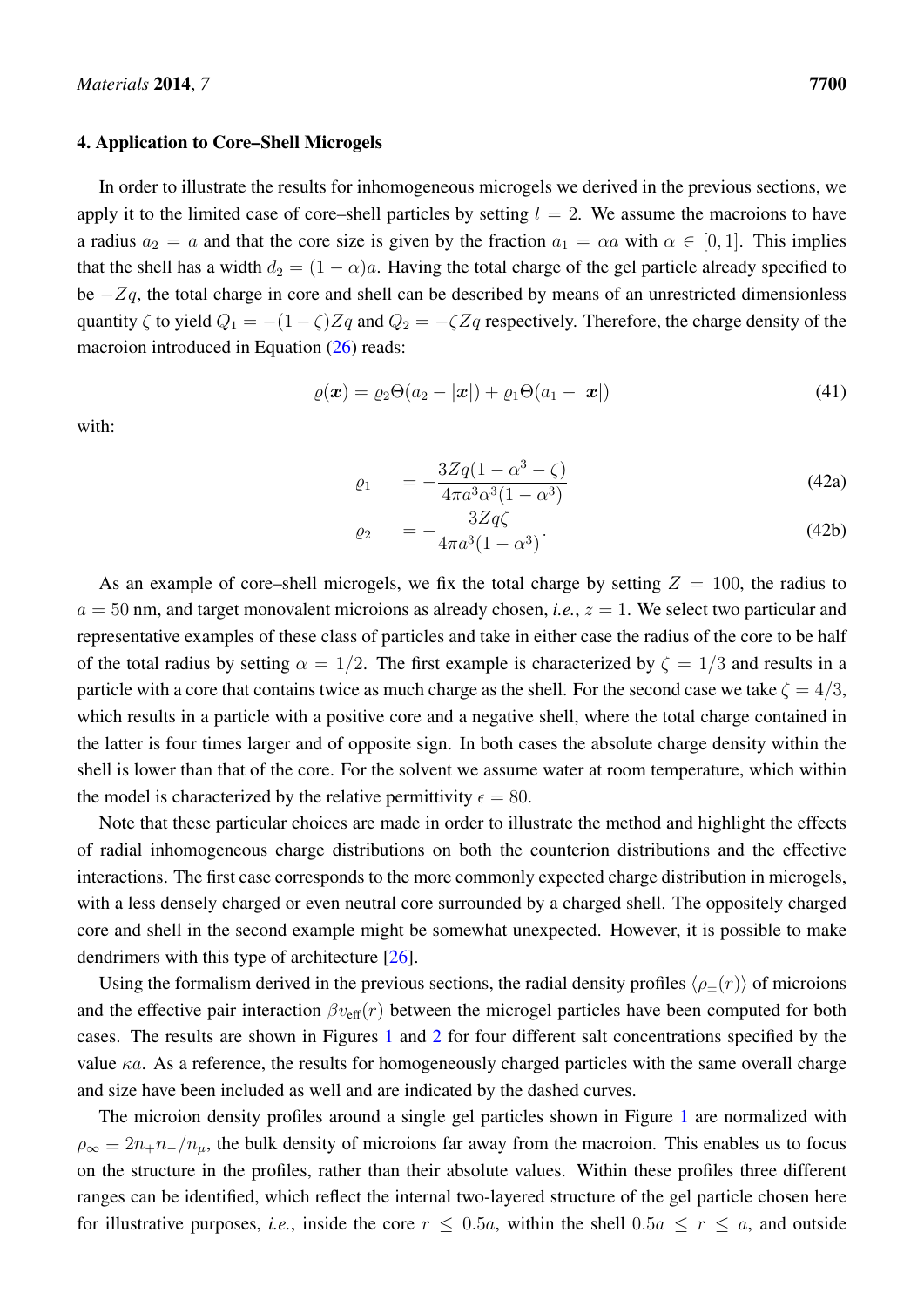## 4. Application to Core–Shell Microgels

In order to illustrate the results for inhomogeneous microgels we derived in the previous sections, we apply it to the limited case of core–shell particles by setting $l = 2$. We assume the macroions to have a radius $a_2 = a$ and that the core size is given by the fraction $a_1 = \alpha a$ with $\alpha \in [0, 1]$. This implies that the shell has a width $d_2 = (1 - \alpha)a$. Having the total charge of the gel particle already specified to be $-Zq$, the total charge in core and shell can be described by means of an unrestricted dimensionless quantity $\zeta$ to yield $Q_1 = -(1 - \zeta)Zq$ and $Q_2 = -\zeta Zq$ respectively. Therefore, the charge density of the macroion introduced in Equation (26) reads:

$$\varrho(\boldsymbol{x}) = \varrho_2 \Theta(a_2 - |\boldsymbol{x}|) + \varrho_1 \Theta(a_1 - |\boldsymbol{x}|) \tag{41}$$

with:

$$\varrho_1 = -\frac{3Zq(1 - \alpha^3 - \zeta)}{4\pi a^3 \alpha^3 (1 - \alpha^3)} \tag{42a}$$

$$\varrho_2 = -\frac{3Zq\zeta}{4\pi a^3 (1 - \alpha^3)}. \tag{42b}$$

As an example of core–shell microgels, we fix the total charge by setting $Z = 100$, the radius to $a = 50$ nm, and target monovalent microions as already chosen, *i.e.*, $z = 1$. We select two particular and representative examples of these class of particles and take in either case the radius of the core to be half of the total radius by setting $\alpha = 1/2$. The first example is characterized by $\zeta = 1/3$ and results in a particle with a core that contains twice as much charge as the shell. For the second case we take $\zeta = 4/3$, which results in a particle with a positive core and a negative shell, where the total charge contained in the latter is four times larger and of opposite sign. In both cases the absolute charge density within the shell is lower than that of the core. For the solvent we assume water at room temperature, which within the model is characterized by the relative permittivity $\epsilon = 80$.

Note that these particular choices are made in order to illustrate the method and highlight the effects of radial inhomogeneous charge distributions on both the counterion distributions and the effective interactions. The first case corresponds to the more commonly expected charge distribution in microgels, with a less densely charged or even neutral core surrounded by a charged shell. The oppositely charged core and shell in the second example might be somewhat unexpected. However, it is possible to make dendrimers with this type of architecture [26].

Using the formalism derived in the previous sections, the radial density profiles $\langle \rho_\pm(r) \rangle$ of microions and the effective pair interaction $\beta v_{\text{eff}}(r)$ between the microgel particles have been computed for both cases. The results are shown in Figures 1 and 2 for four different salt concentrations specified by the value $\kappa a$. As a reference, the results for homogeneously charged particles with the same overall charge and size have been included as well and are indicated by the dashed curves.

The microion density profiles around a single gel particles shown in Figure 1 are normalized with $\rho_\infty \equiv 2n_+ n_- / n_\mu$, the bulk density of microions far away from the macroion. This enables us to focus on the structure in the profiles, rather than their absolute values. Within these profiles three different ranges can be identified, which reflect the internal two-layered structure of the gel particle chosen here for illustrative purposes, *i.e.*, inside the core $r \leq 0.5a$, within the shell $0.5a \leq r \leq a$, and outside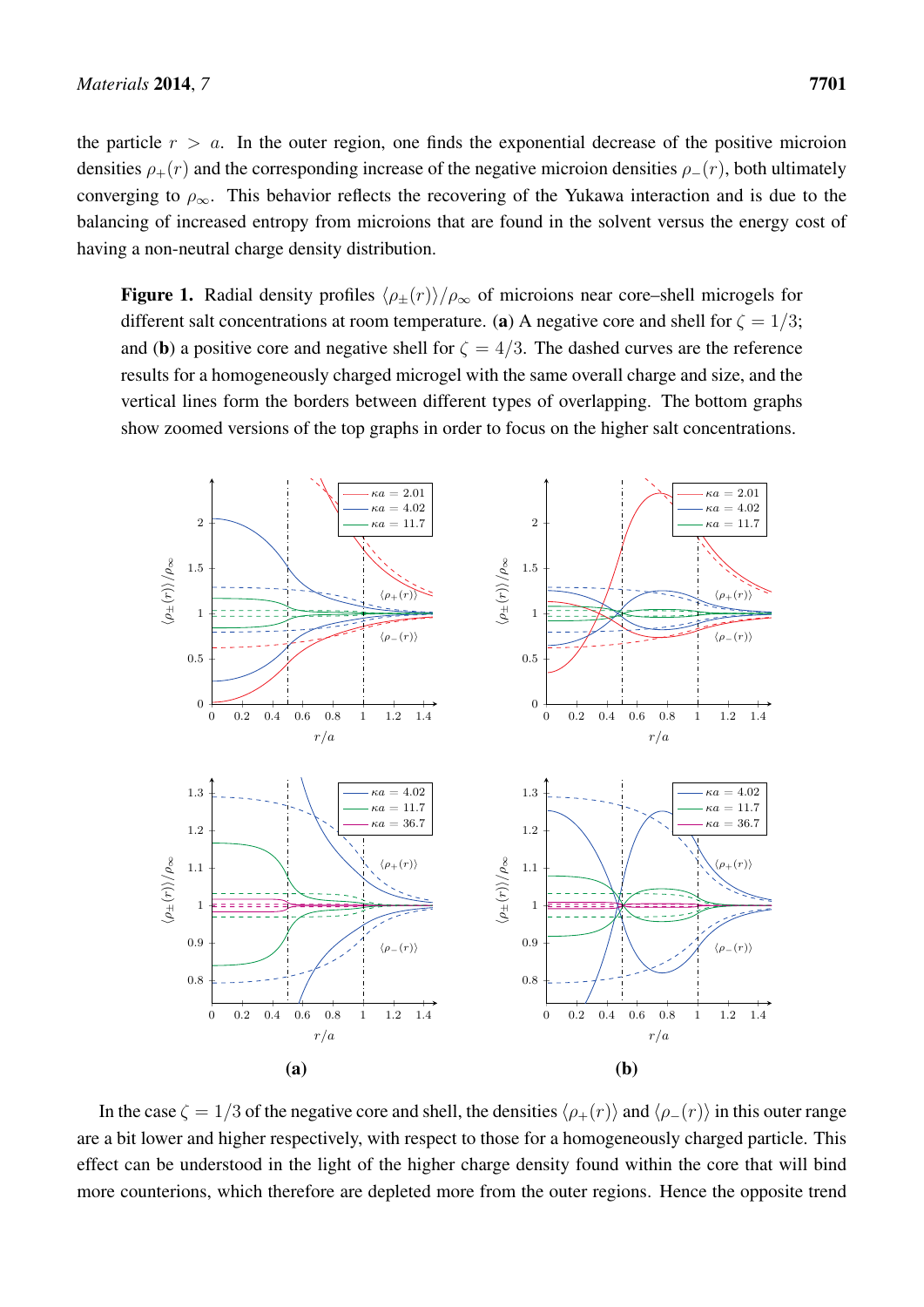the particle $r > a$. In the outer region, one finds the exponential decrease of the positive microion densities $\rho_+(r)$ and the corresponding increase of the negative microion densities $\rho_-(r)$, both ultimately converging to $\rho_\infty$. This behavior reflects the recovering of the Yukawa interaction and is due to the balancing of increased entropy from microions that are found in the solvent versus the energy cost of having a non-neutral charge density distribution.

**Figure 1.** Radial density profiles $\langle\rho_\pm(r)\rangle/\rho_\infty$ of microions near core–shell microgels for different salt concentrations at room temperature. (**a**) A negative core and shell for $\zeta = 1/3$; and (**b**) a positive core and negative shell for $\zeta = 4/3$. The dashed curves are the reference results for a homogeneously charged microgel with the same overall charge and size, and the vertical lines form the borders between different types of overlapping. The bottom graphs show zoomed versions of the top graphs in order to focus on the higher salt concentrations.

$\kappa a = 2.01$
$\kappa a = 4.02$
$\kappa a = 11.7$
$\kappa a = 36.7$
$\langle\rho_+(r)\rangle$
$\langle\rho_-(r)\rangle$
$\langle\rho_\pm(r)\rangle/\rho_\infty$
$r/a$

(a)

(b)

In the case $\zeta = 1/3$ of the negative core and shell, the densities $\langle\rho_+(r)\rangle$ and $\langle\rho_-(r)\rangle$ in this outer range are a bit lower and higher respectively, with respect to those for a homogeneously charged particle. This effect can be understood in the light of the higher charge density found within the core that will bind more counterions, which therefore are depleted more from the outer regions. Hence the opposite trend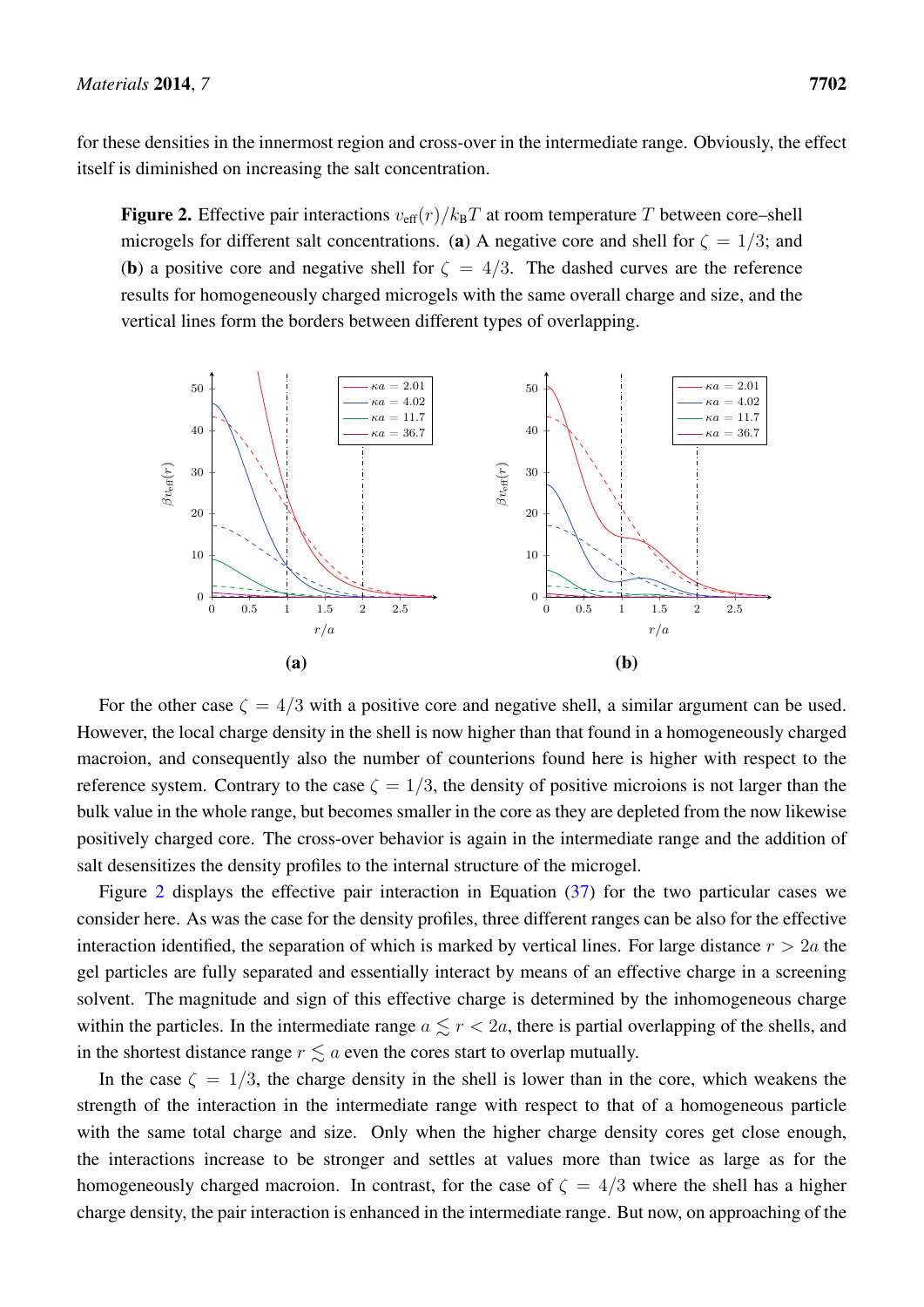for these densities in the innermost region and cross-over in the intermediate range. Obviously, the effect itself is diminished on increasing the salt concentration.

**Figure 2.** Effective pair interactions $v_{\text{eff}}(r)/k_{\text{B}}T$ at room temperature $T$ between core–shell microgels for different salt concentrations. (**a**) A negative core and shell for $\zeta = 1/3$; and (**b**) a positive core and negative shell for $\zeta = 4/3$. The dashed curves are the reference results for homogeneously charged microgels with the same overall charge and size, and the vertical lines form the borders between different types of overlapping.

$\beta v_{\text{eff}}(r)$

50
40
30
20
10
0

0 0.5 1 1.5 2 2.5

$r/a$

$\kappa a = 2.01$
$\kappa a = 4.02$
$\kappa a = 11.7$
$\kappa a = 36.7$

**(a)**

$\beta v_{\text{eff}}(r)$

50
40
30
20
10
0

0 0.5 1 1.5 2 2.5

$r/a$

$\kappa a = 2.01$
$\kappa a = 4.02$
$\kappa a = 11.7$
$\kappa a = 36.7$

**(b)**

For the other case $\zeta = 4/3$ with a positive core and negative shell, a similar argument can be used. However, the local charge density in the shell is now higher than that found in a homogeneously charged macroion, and consequently also the number of counterions found here is higher with respect to the reference system. Contrary to the case $\zeta = 1/3$, the density of positive microions is not larger than the bulk value in the whole range, but becomes smaller in the core as they are depleted from the now likewise positively charged core. The cross-over behavior is again in the intermediate range and the addition of salt desensitizes the density profiles to the internal structure of the microgel.

Figure 2 displays the effective pair interaction in Equation (37) for the two particular cases we consider here. As was the case for the density profiles, three different ranges can be also for the effective interaction identified, the separation of which is marked by vertical lines. For large distance $r > 2a$ the gel particles are fully separated and essentially interact by means of an effective charge in a screening solvent. The magnitude and sign of this effective charge is determined by the inhomogeneous charge within the particles. In the intermediate range $a \lesssim r < 2a$, there is partial overlapping of the shells, and in the shortest distance range $r \lesssim a$ even the cores start to overlap mutually.

In the case $\zeta = 1/3$, the charge density in the shell is lower than in the core, which weakens the strength of the interaction in the intermediate range with respect to that of a homogeneous particle with the same total charge and size. Only when the higher charge density cores get close enough, the interactions increase to be stronger and settles at values more than twice as large as for the homogeneously charged macroion. In contrast, for the case of $\zeta = 4/3$ where the shell has a higher charge density, the pair interaction is enhanced in the intermediate range. But now, on approaching of the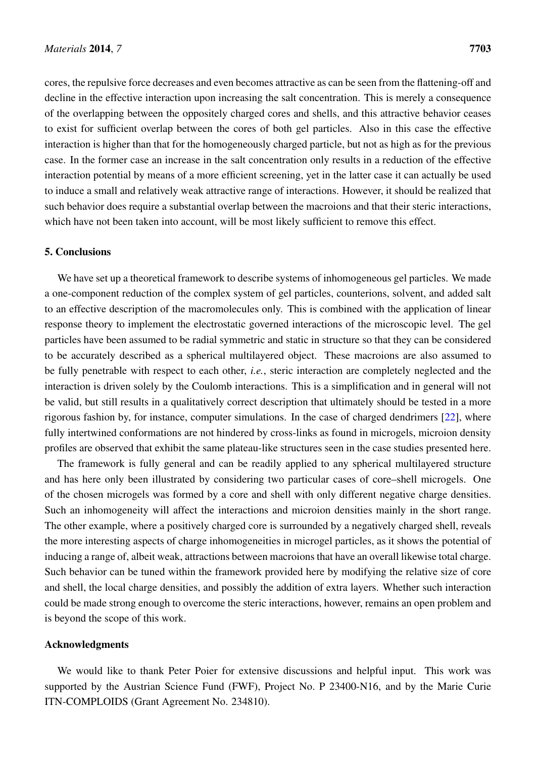cores, the repulsive force decreases and even becomes attractive as can be seen from the flattening-off and decline in the effective interaction upon increasing the salt concentration. This is merely a consequence of the overlapping between the oppositely charged cores and shells, and this attractive behavior ceases to exist for sufficient overlap between the cores of both gel particles. Also in this case the effective interaction is higher than that for the homogeneously charged particle, but not as high as for the previous case. In the former case an increase in the salt concentration only results in a reduction of the effective interaction potential by means of a more efficient screening, yet in the latter case it can actually be used to induce a small and relatively weak attractive range of interactions. However, it should be realized that such behavior does require a substantial overlap between the macroions and that their steric interactions, which have not been taken into account, will be most likely sufficient to remove this effect.

## 5. Conclusions

We have set up a theoretical framework to describe systems of inhomogeneous gel particles. We made a one-component reduction of the complex system of gel particles, counterions, solvent, and added salt to an effective description of the macromolecules only. This is combined with the application of linear response theory to implement the electrostatic governed interactions of the microscopic level. The gel particles have been assumed to be radial symmetric and static in structure so that they can be considered to be accurately described as a spherical multilayered object. These macroions are also assumed to be fully penetrable with respect to each other, *i.e.*, steric interaction are completely neglected and the interaction is driven solely by the Coulomb interactions. This is a simplification and in general will not be valid, but still results in a qualitatively correct description that ultimately should be tested in a more rigorous fashion by, for instance, computer simulations. In the case of charged dendrimers [22], where fully intertwined conformations are not hindered by cross-links as found in microgels, microion density profiles are observed that exhibit the same plateau-like structures seen in the case studies presented here.

The framework is fully general and can be readily applied to any spherical multilayered structure and has here only been illustrated by considering two particular cases of core–shell microgels. One of the chosen microgels was formed by a core and shell with only different negative charge densities. Such an inhomogeneity will affect the interactions and microion densities mainly in the short range. The other example, where a positively charged core is surrounded by a negatively charged shell, reveals the more interesting aspects of charge inhomogeneities in microgel particles, as it shows the potential of inducing a range of, albeit weak, attractions between macroions that have an overall likewise total charge. Such behavior can be tuned within the framework provided here by modifying the relative size of core and shell, the local charge densities, and possibly the addition of extra layers. Whether such interaction could be made strong enough to overcome the steric interactions, however, remains an open problem and is beyond the scope of this work.

## Acknowledgments

We would like to thank Peter Poier for extensive discussions and helpful input. This work was supported by the Austrian Science Fund (FWF), Project No. P 23400-N16, and by the Marie Curie ITN-COMPLOIDS (Grant Agreement No. 234810).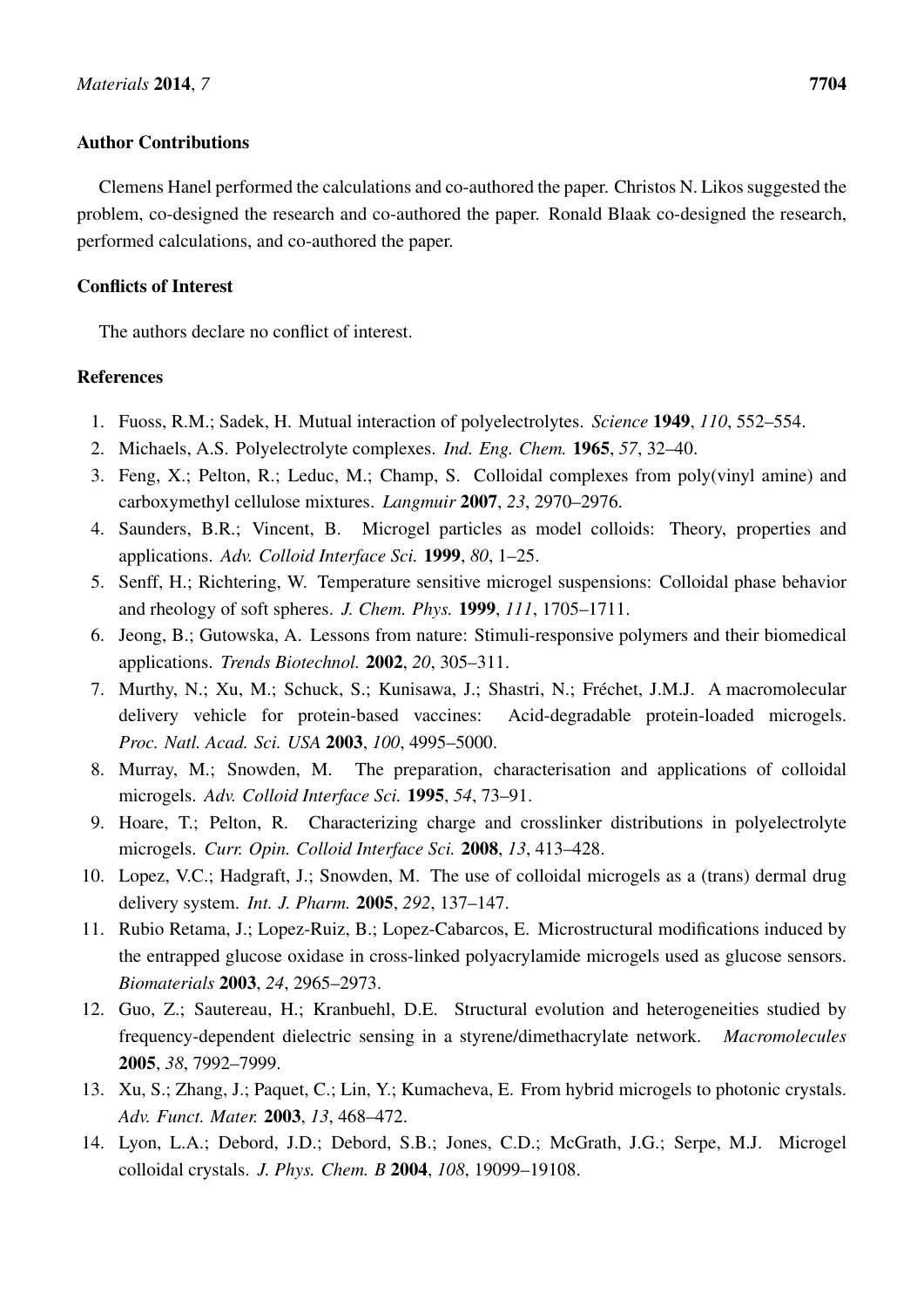## Author Contributions

Clemens Hanel performed the calculations and co-authored the paper. Christos N. Likos suggested the problem, co-designed the research and co-authored the paper. Ronald Blaak co-designed the research, performed calculations, and co-authored the paper.

## Conflicts of Interest

The authors declare no conflict of interest.

## References

1. Fuoss, R.M.; Sadek, H. Mutual interaction of polyelectrolytes. *Science* **1949**, *110*, 552–554.
2. Michaels, A.S. Polyelectrolyte complexes. *Ind. Eng. Chem.* **1965**, *57*, 32–40.
3. Feng, X.; Pelton, R.; Leduc, M.; Champ, S. Colloidal complexes from poly(vinyl amine) and carboxymethyl cellulose mixtures. *Langmuir* **2007**, *23*, 2970–2976.
4. Saunders, B.R.; Vincent, B. Microgel particles as model colloids: Theory, properties and applications. *Adv. Colloid Interface Sci.* **1999**, *80*, 1–25.
5. Senff, H.; Richtering, W. Temperature sensitive microgel suspensions: Colloidal phase behavior and rheology of soft spheres. *J. Chem. Phys.* **1999**, *111*, 1705–1711.
6. Jeong, B.; Gutowska, A. Lessons from nature: Stimuli-responsive polymers and their biomedical applications. *Trends Biotechnol.* **2002**, *20*, 305–311.
7. Murthy, N.; Xu, M.; Schuck, S.; Kunisawa, J.; Shastri, N.; Fréchet, J.M.J. A macromolecular delivery vehicle for protein-based vaccines: Acid-degradable protein-loaded microgels. *Proc. Natl. Acad. Sci. USA* **2003**, *100*, 4995–5000.
8. Murray, M.; Snowden, M. The preparation, characterisation and applications of colloidal microgels. *Adv. Colloid Interface Sci.* **1995**, *54*, 73–91.
9. Hoare, T.; Pelton, R. Characterizing charge and crosslinker distributions in polyelectrolyte microgels. *Curr. Opin. Colloid Interface Sci.* **2008**, *13*, 413–428.
10. Lopez, V.C.; Hadgraft, J.; Snowden, M. The use of colloidal microgels as a (trans) dermal drug delivery system. *Int. J. Pharm.* **2005**, *292*, 137–147.
11. Rubio Retama, J.; Lopez-Ruiz, B.; Lopez-Cabarcos, E. Microstructural modifications induced by the entrapped glucose oxidase in cross-linked polyacrylamide microgels used as glucose sensors. *Biomaterials* **2003**, *24*, 2965–2973.
12. Guo, Z.; Sautereau, H.; Kranbuehl, D.E. Structural evolution and heterogeneities studied by frequency-dependent dielectric sensing in a styrene/dimethacrylate network. *Macromolecules* **2005**, *38*, 7992–7999.
13. Xu, S.; Zhang, J.; Paquet, C.; Lin, Y.; Kumacheva, E. From hybrid microgels to photonic crystals. *Adv. Funct. Mater.* **2003**, *13*, 468–472.
14. Lyon, L.A.; Debord, J.D.; Debord, S.B.; Jones, C.D.; McGrath, J.G.; Serpe, M.J. Microgel colloidal crystals. *J. Phys. Chem. B* **2004**, *108*, 19099–19108.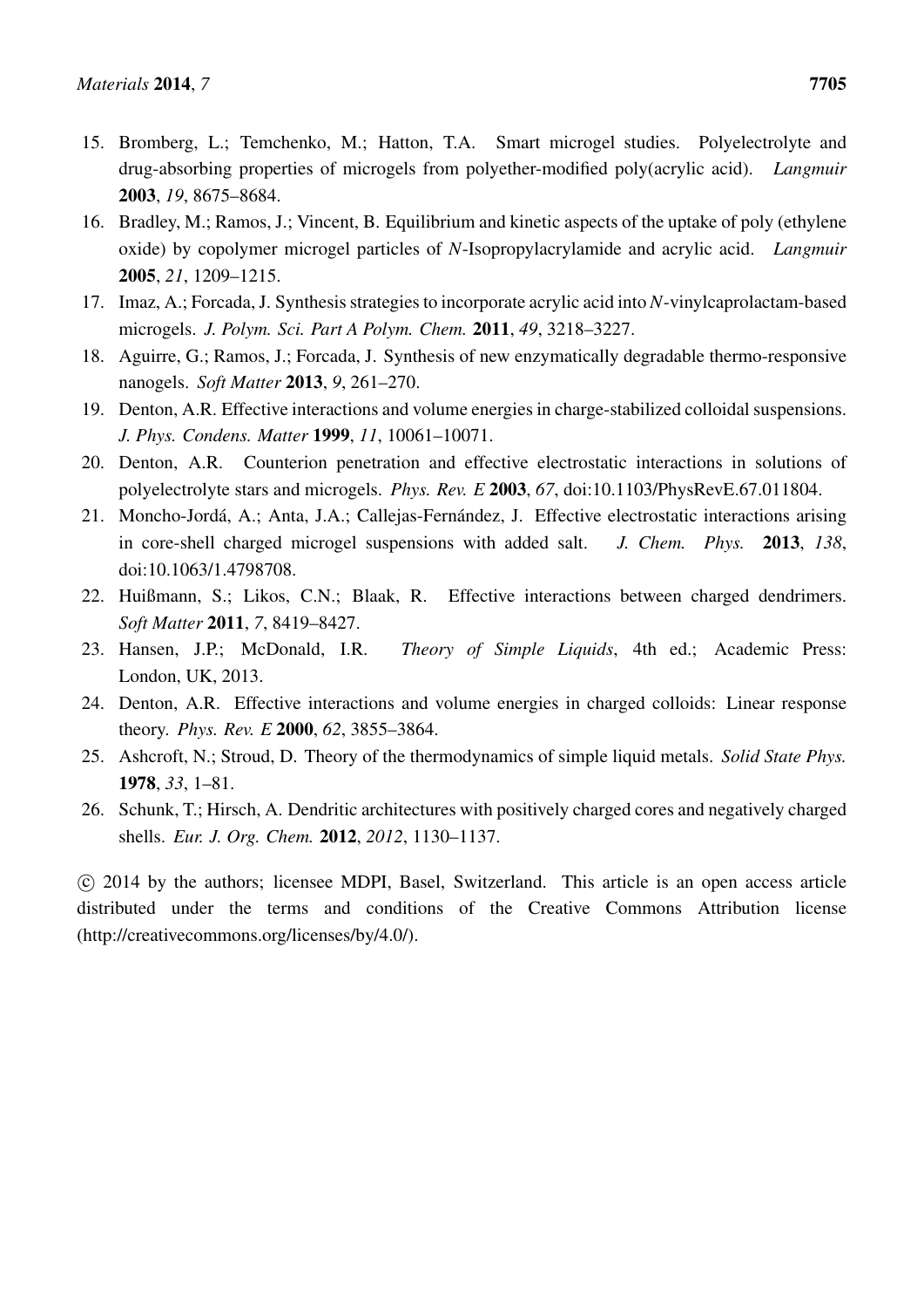15. Bromberg, L.; Temchenko, M.; Hatton, T.A. Smart microgel studies. Polyelectrolyte and drug-absorbing properties of microgels from polyether-modified poly(acrylic acid). *Langmuir* **2003**, *19*, 8675–8684.
16. Bradley, M.; Ramos, J.; Vincent, B. Equilibrium and kinetic aspects of the uptake of poly (ethylene oxide) by copolymer microgel particles of *N*-Isopropylacrylamide and acrylic acid. *Langmuir* **2005**, *21*, 1209–1215.
17. Imaz, A.; Forcada, J. Synthesis strategies to incorporate acrylic acid into *N*-vinylcaprolactam-based microgels. *J. Polym. Sci. Part A Polym. Chem.* **2011**, *49*, 3218–3227.
18. Aguirre, G.; Ramos, J.; Forcada, J. Synthesis of new enzymatically degradable thermo-responsive nanogels. *Soft Matter* **2013**, *9*, 261–270.
19. Denton, A.R. Effective interactions and volume energies in charge-stabilized colloidal suspensions. *J. Phys. Condens. Matter* **1999**, *11*, 10061–10071.
20. Denton, A.R. Counterion penetration and effective electrostatic interactions in solutions of polyelectrolyte stars and microgels. *Phys. Rev. E* **2003**, *67*, doi:10.1103/PhysRevE.67.011804.
21. Moncho-Jordá, A.; Anta, J.A.; Callejas-Fernández, J. Effective electrostatic interactions arising in core-shell charged microgel suspensions with added salt. *J. Chem. Phys.* **2013**, *138*, doi:10.1063/1.4798708.
22. Huißmann, S.; Likos, C.N.; Blaak, R. Effective interactions between charged dendrimers. *Soft Matter* **2011**, *7*, 8419–8427.
23. Hansen, J.P.; McDonald, I.R. *Theory of Simple Liquids*, 4th ed.; Academic Press: London, UK, 2013.
24. Denton, A.R. Effective interactions and volume energies in charged colloids: Linear response theory. *Phys. Rev. E* **2000**, *62*, 3855–3864.
25. Ashcroft, N.; Stroud, D. Theory of the thermodynamics of simple liquid metals. *Solid State Phys.* **1978**, *33*, 1–81.
26. Schunk, T.; Hirsch, A. Dendritic architectures with positively charged cores and negatively charged shells. *Eur. J. Org. Chem.* **2012**, *2012*, 1130–1137.

© 2014 by the authors; licensee MDPI, Basel, Switzerland. This article is an open access article distributed under the terms and conditions of the Creative Commons Attribution license (http://creativecommons.org/licenses/by/4.0/).